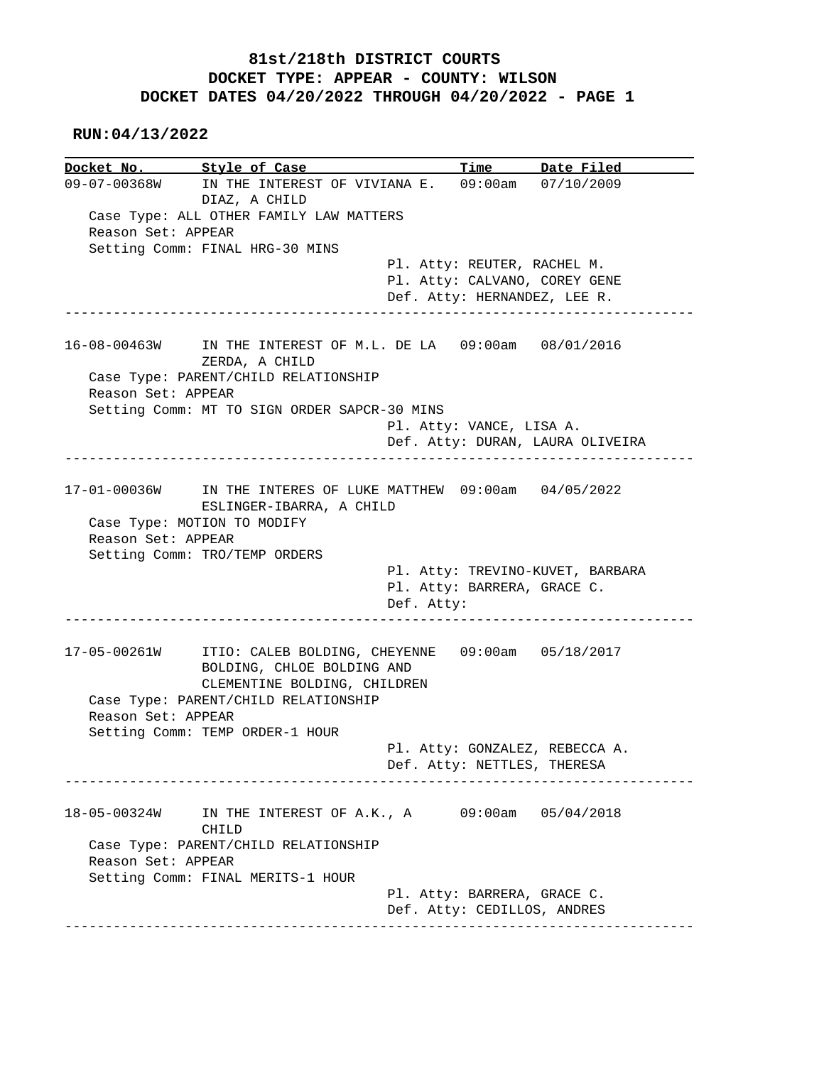**81st/218th DISTRICT COURTS**
**DOCKET TYPE: APPEAR - COUNTY: WILSON**
**DOCKET DATES 04/20/2022 THROUGH 04/20/2022 - PAGE 1**

**RUN:04/13/2022**

| Docket No. | Style of Case | Time | Date Filed |
|---|---|---|---|
| 09-07-00368W | IN THE INTEREST OF VIVIANA E. DIAZ, A CHILD | 09:00am | 07/10/2009 |

Case Type: ALL OTHER FAMILY LAW MATTERS
Reason Set: APPEAR
Setting Comm: FINAL HRG-30 MINS
Pl. Atty: REUTER, RACHEL M.
Pl. Atty: CALVANO, COREY GENE
Def. Atty: HERNANDEZ, LEE R.

---

| Docket No. | Style of Case | Time | Date Filed |
|---|---|---|---|
| 16-08-00463W | IN THE INTEREST OF M.L. DE LA ZERDA, A CHILD | 09:00am | 08/01/2016 |

Case Type: PARENT/CHILD RELATIONSHIP
Reason Set: APPEAR
Setting Comm: MT TO SIGN ORDER SAPCR-30 MINS
Pl. Atty: VANCE, LISA A.
Def. Atty: DURAN, LAURA OLIVEIRA

---

| Docket No. | Style of Case | Time | Date Filed |
|---|---|---|---|
| 17-01-00036W | IN THE INTERES OF LUKE MATTHEW ESLINGER-IBARRA, A CHILD | 09:00am | 04/05/2022 |

Case Type: MOTION TO MODIFY
Reason Set: APPEAR
Setting Comm: TRO/TEMP ORDERS
Pl. Atty: TREVINO-KUVET, BARBARA
Pl. Atty: BARRERA, GRACE C.
Def. Atty:

---

| Docket No. | Style of Case | Time | Date Filed |
|---|---|---|---|
| 17-05-00261W | ITIO: CALEB BOLDING, CHEYENNE BOLDING, CHLOE BOLDING AND CLEMENTINE BOLDING, CHILDREN | 09:00am | 05/18/2017 |

Case Type: PARENT/CHILD RELATIONSHIP
Reason Set: APPEAR
Setting Comm: TEMP ORDER-1 HOUR
Pl. Atty: GONZALEZ, REBECCA A.
Def. Atty: NETTLES, THERESA

---

| Docket No. | Style of Case | Time | Date Filed |
|---|---|---|---|
| 18-05-00324W | IN THE INTEREST OF A.K., A CHILD | 09:00am | 05/04/2018 |

Case Type: PARENT/CHILD RELATIONSHIP
Reason Set: APPEAR
Setting Comm: FINAL MERITS-1 HOUR
Pl. Atty: BARRERA, GRACE C.
Def. Atty: CEDILLOS, ANDRES

---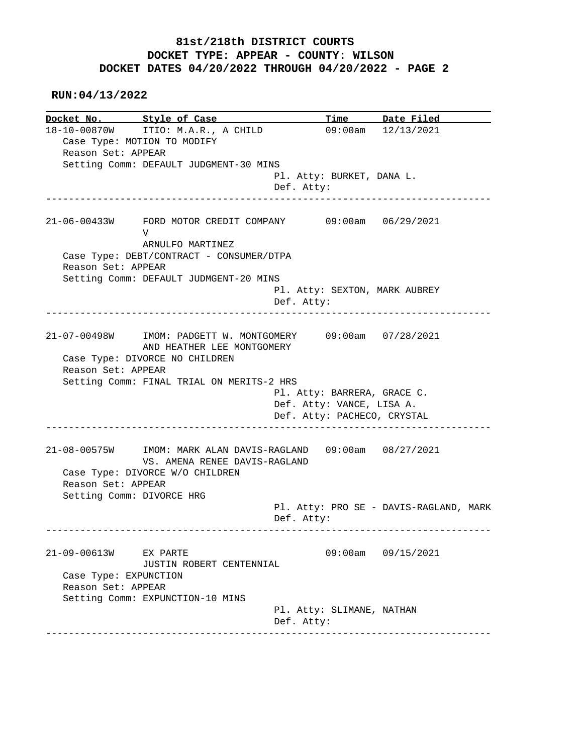# 81st/218th DISTRICT COURTS

## DOCKET TYPE: APPEAR - COUNTY: WILSON

## DOCKET DATES 04/20/2022 THROUGH 04/20/2022 - PAGE 2

**RUN:04/13/2022**

| Docket No. | Style of Case | Time | Date Filed |
| --- | --- | --- | --- |
| 18-10-00870W | ITIO: M.A.R., A CHILD | 09:00am | 12/13/2021 |

Case Type: MOTION TO MODIFY
Reason Set: APPEAR
Setting Comm: DEFAULT JUDGMENT-30 MINS
Pl. Atty: BURKET, DANA L.
Def. Atty:

---

| Docket No. | Style of Case | Time | Date Filed |
| --- | --- | --- | --- |
| 21-06-00433W | FORD MOTOR CREDIT COMPANY V ARNULFO MARTINEZ | 09:00am | 06/29/2021 |

Case Type: DEBT/CONTRACT - CONSUMER/DTPA
Reason Set: APPEAR
Setting Comm: DEFAULT JUDMGENT-20 MINS
Pl. Atty: SEXTON, MARK AUBREY
Def. Atty:

---

| Docket No. | Style of Case | Time | Date Filed |
| --- | --- | --- | --- |
| 21-07-00498W | IMOM: PADGETT W. MONTGOMERY AND HEATHER LEE MONTGOMERY | 09:00am | 07/28/2021 |

Case Type: DIVORCE NO CHILDREN
Reason Set: APPEAR
Setting Comm: FINAL TRIAL ON MERITS-2 HRS
Pl. Atty: BARRERA, GRACE C.
Def. Atty: VANCE, LISA A.
Def. Atty: PACHECO, CRYSTAL

---

| Docket No. | Style of Case | Time | Date Filed |
| --- | --- | --- | --- |
| 21-08-00575W | IMOM: MARK ALAN DAVIS-RAGLAND VS. AMENA RENEE DAVIS-RAGLAND | 09:00am | 08/27/2021 |

Case Type: DIVORCE W/O CHILDREN
Reason Set: APPEAR
Setting Comm: DIVORCE HRG
Pl. Atty: PRO SE - DAVIS-RAGLAND, MARK
Def. Atty:

---

| Docket No. | Style of Case | Time | Date Filed |
| --- | --- | --- | --- |
| 21-09-00613W | EX PARTE JUSTIN ROBERT CENTENNIAL | 09:00am | 09/15/2021 |

Case Type: EXPUNCTION
Reason Set: APPEAR
Setting Comm: EXPUNCTION-10 MINS
Pl. Atty: SLIMANE, NATHAN
Def. Atty:

---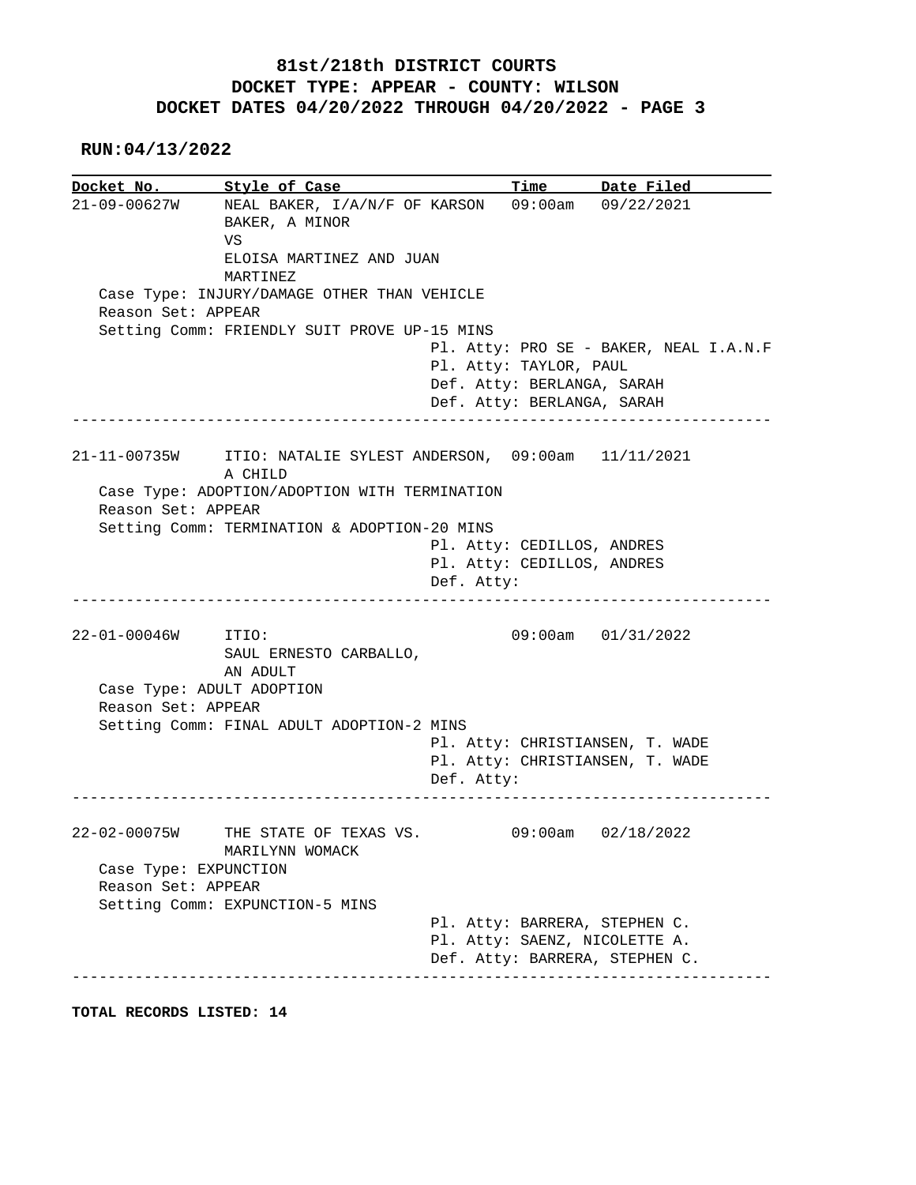# 81st/218th DISTRICT COURTS

## DOCKET TYPE: APPEAR - COUNTY: WILSON

## DOCKET DATES 04/20/2022 THROUGH 04/20/2022 - PAGE 3

**RUN:04/13/2022**

| Docket No. | Style of Case | Time | Date Filed |
|---|---|---|---|
| 21-09-00627W | NEAL BAKER, I/A/N/F OF KARSON BAKER, A MINOR VS ELOISA MARTINEZ AND JUAN MARTINEZ | 09:00am | 09/22/2021 |

Case Type: INJURY/DAMAGE OTHER THAN VEHICLE
Reason Set: APPEAR
Setting Comm: FRIENDLY SUIT PROVE UP-15 MINS
Pl. Atty: PRO SE - BAKER, NEAL I.A.N.F
Pl. Atty: TAYLOR, PAUL
Def. Atty: BERLANGA, SARAH
Def. Atty: BERLANGA, SARAH

---

| Docket No. | Style of Case | Time | Date Filed |
|---|---|---|---|
| 21-11-00735W | ITIO: NATALIE SYLEST ANDERSON, A CHILD | 09:00am | 11/11/2021 |

Case Type: ADOPTION/ADOPTION WITH TERMINATION
Reason Set: APPEAR
Setting Comm: TERMINATION & ADOPTION-20 MINS
Pl. Atty: CEDILLOS, ANDRES
Pl. Atty: CEDILLOS, ANDRES
Def. Atty:

---

| Docket No. | Style of Case | Time | Date Filed |
|---|---|---|---|
| 22-01-00046W | ITIO: SAUL ERNESTO CARBALLO, AN ADULT | 09:00am | 01/31/2022 |

Case Type: ADULT ADOPTION
Reason Set: APPEAR
Setting Comm: FINAL ADULT ADOPTION-2 MINS
Pl. Atty: CHRISTIANSEN, T. WADE
Pl. Atty: CHRISTIANSEN, T. WADE
Def. Atty:

---

| Docket No. | Style of Case | Time | Date Filed |
|---|---|---|---|
| 22-02-00075W | THE STATE OF TEXAS VS. MARILYNN WOMACK | 09:00am | 02/18/2022 |

Case Type: EXPUNCTION
Reason Set: APPEAR
Setting Comm: EXPUNCTION-5 MINS
Pl. Atty: BARRERA, STEPHEN C.
Pl. Atty: SAENZ, NICOLETTE A.
Def. Atty: BARRERA, STEPHEN C.

---

**TOTAL RECORDS LISTED: 14**